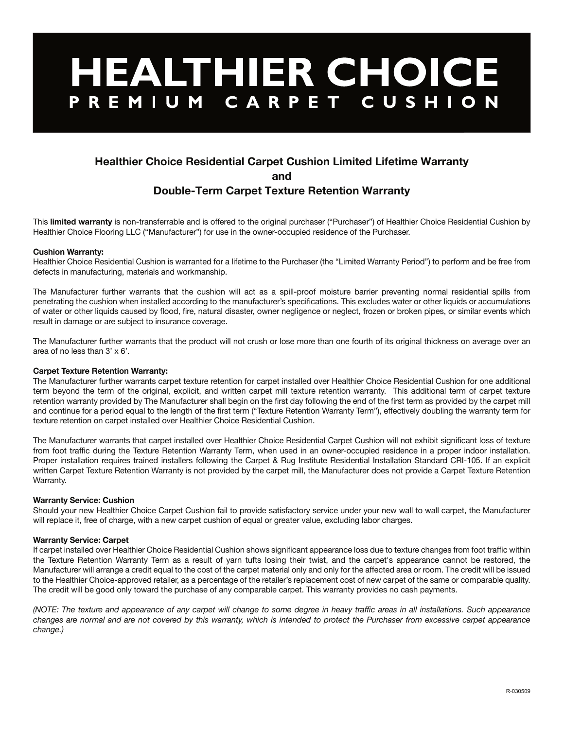# HEALTHIER CHOICE

## PREMIUM CARPET CUSHION

### Healthier Choice Residential Carpet Cushion Limited Lifetime Warranty
### and
### Double-Term Carpet Texture Retention Warranty

This **limited warranty** is non-transferrable and is offered to the original purchaser ("Purchaser") of Healthier Choice Residential Cushion by Healthier Choice Flooring LLC ("Manufacturer") for use in the owner-occupied residence of the Purchaser.

**Cushion Warranty:**
Healthier Choice Residential Cushion is warranted for a lifetime to the Purchaser (the "Limited Warranty Period") to perform and be free from defects in manufacturing, materials and workmanship.

The Manufacturer further warrants that the cushion will act as a spill-proof moisture barrier preventing normal residential spills from penetrating the cushion when installed according to the manufacturer's specifications. This excludes water or other liquids or accumulations of water or other liquids caused by flood, fire, natural disaster, owner negligence or neglect, frozen or broken pipes, or similar events which result in damage or are subject to insurance coverage.

The Manufacturer further warrants that the product will not crush or lose more than one fourth of its original thickness on average over an area of no less than 3' x 6'.

**Carpet Texture Retention Warranty:**
The Manufacturer further warrants carpet texture retention for carpet installed over Healthier Choice Residential Cushion for one additional term beyond the term of the original, explicit, and written carpet mill texture retention warranty. This additional term of carpet texture retention warranty provided by The Manufacturer shall begin on the first day following the end of the first term as provided by the carpet mill and continue for a period equal to the length of the first term ("Texture Retention Warranty Term"), effectively doubling the warranty term for texture retention on carpet installed over Healthier Choice Residential Cushion.

The Manufacturer warrants that carpet installed over Healthier Choice Residential Carpet Cushion will not exhibit significant loss of texture from foot traffic during the Texture Retention Warranty Term, when used in an owner-occupied residence in a proper indoor installation. Proper installation requires trained installers following the Carpet & Rug Institute Residential Installation Standard CRI-105. If an explicit written Carpet Texture Retention Warranty is not provided by the carpet mill, the Manufacturer does not provide a Carpet Texture Retention Warranty.

**Warranty Service: Cushion**
Should your new Healthier Choice Carpet Cushion fail to provide satisfactory service under your new wall to wall carpet, the Manufacturer will replace it, free of charge, with a new carpet cushion of equal or greater value, excluding labor charges.

**Warranty Service: Carpet**
If carpet installed over Healthier Choice Residential Cushion shows significant appearance loss due to texture changes from foot traffic within the Texture Retention Warranty Term as a result of yarn tufts losing their twist, and the carpet's appearance cannot be restored, the Manufacturer will arrange a credit equal to the cost of the carpet material only and only for the affected area or room. The credit will be issued to the Healthier Choice-approved retailer, as a percentage of the retailer's replacement cost of new carpet of the same or comparable quality. The credit will be good only toward the purchase of any comparable carpet. This warranty provides no cash payments.

*(NOTE: The texture and appearance of any carpet will change to some degree in heavy traffic areas in all installations. Such appearance changes are normal and are not covered by this warranty, which is intended to protect the Purchaser from excessive carpet appearance change.)*

R-030509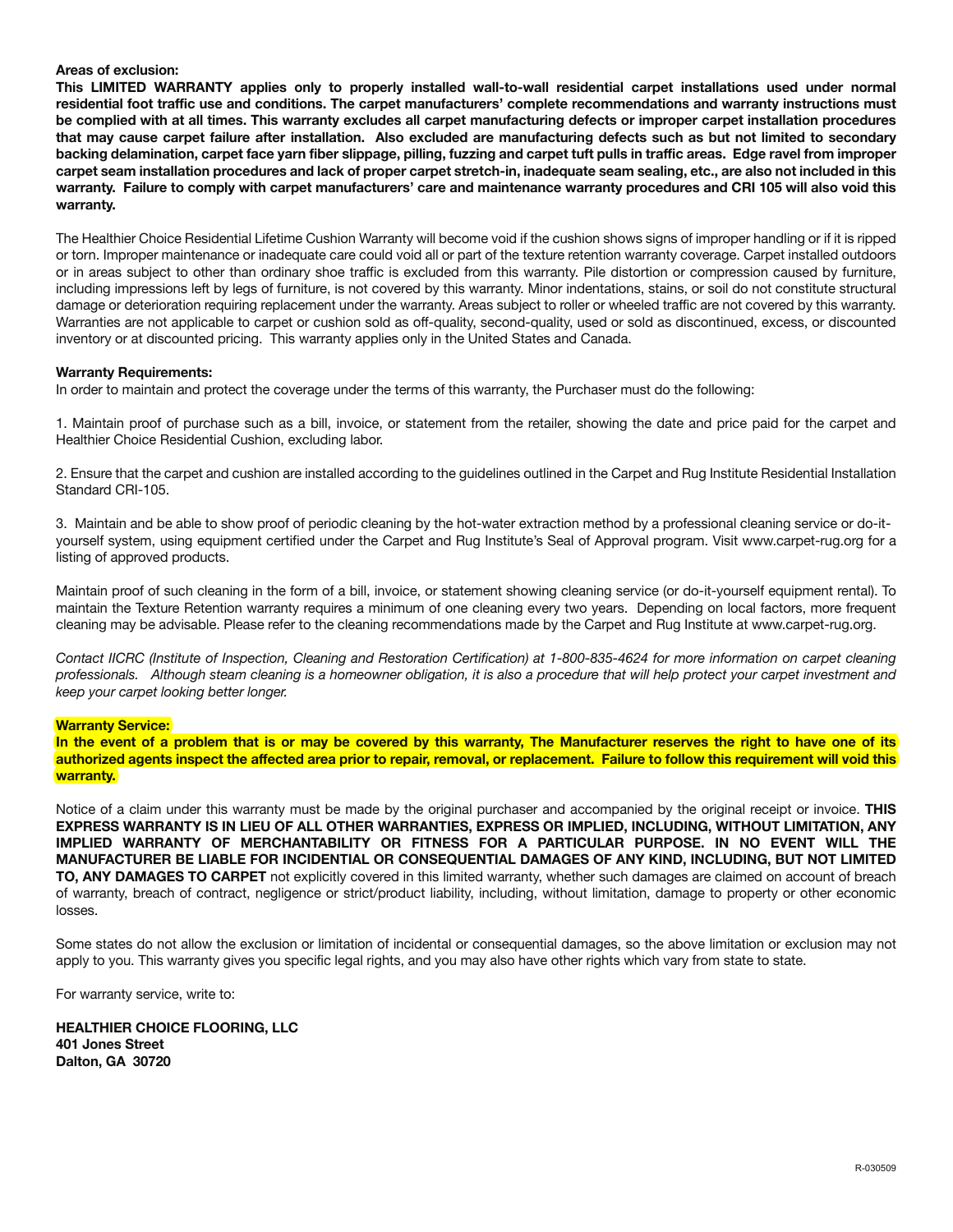**Areas of exclusion:**

**This LIMITED WARRANTY applies only to properly installed wall-to-wall residential carpet installations used under normal residential foot traffic use and conditions. The carpet manufacturers' complete recommendations and warranty instructions must be complied with at all times. This warranty excludes all carpet manufacturing defects or improper carpet installation procedures that may cause carpet failure after installation. Also excluded are manufacturing defects such as but not limited to secondary backing delamination, carpet face yarn fiber slippage, pilling, fuzzing and carpet tuft pulls in traffic areas. Edge ravel from improper carpet seam installation procedures and lack of proper carpet stretch-in, inadequate seam sealing, etc., are also not included in this warranty. Failure to comply with carpet manufacturers' care and maintenance warranty procedures and CRI 105 will also void this warranty.**

The Healthier Choice Residential Lifetime Cushion Warranty will become void if the cushion shows signs of improper handling or if it is ripped or torn. Improper maintenance or inadequate care could void all or part of the texture retention warranty coverage. Carpet installed outdoors or in areas subject to other than ordinary shoe traffic is excluded from this warranty. Pile distortion or compression caused by furniture, including impressions left by legs of furniture, is not covered by this warranty. Minor indentations, stains, or soil do not constitute structural damage or deterioration requiring replacement under the warranty. Areas subject to roller or wheeled traffic are not covered by this warranty. Warranties are not applicable to carpet or cushion sold as off-quality, second-quality, used or sold as discontinued, excess, or discounted inventory or at discounted pricing. This warranty applies only in the United States and Canada.

**Warranty Requirements:**

In order to maintain and protect the coverage under the terms of this warranty, the Purchaser must do the following:

1. Maintain proof of purchase such as a bill, invoice, or statement from the retailer, showing the date and price paid for the carpet and Healthier Choice Residential Cushion, excluding labor.

2. Ensure that the carpet and cushion are installed according to the guidelines outlined in the Carpet and Rug Institute Residential Installation Standard CRI-105.

3. Maintain and be able to show proof of periodic cleaning by the hot-water extraction method by a professional cleaning service or do-it-yourself system, using equipment certified under the Carpet and Rug Institute's Seal of Approval program. Visit www.carpet-rug.org for a listing of approved products.

Maintain proof of such cleaning in the form of a bill, invoice, or statement showing cleaning service (or do-it-yourself equipment rental). To maintain the Texture Retention warranty requires a minimum of one cleaning every two years. Depending on local factors, more frequent cleaning may be advisable. Please refer to the cleaning recommendations made by the Carpet and Rug Institute at www.carpet-rug.org.

*Contact IICRC (Institute of Inspection, Cleaning and Restoration Certification) at 1-800-835-4624 for more information on carpet cleaning professionals. Although steam cleaning is a homeowner obligation, it is also a procedure that will help protect your carpet investment and keep your carpet looking better longer.*

**Warranty Service:**

**In the event of a problem that is or may be covered by this warranty, The Manufacturer reserves the right to have one of its authorized agents inspect the affected area prior to repair, removal, or replacement. Failure to follow this requirement will void this warranty.**

Notice of a claim under this warranty must be made by the original purchaser and accompanied by the original receipt or invoice. **THIS EXPRESS WARRANTY IS IN LIEU OF ALL OTHER WARRANTIES, EXPRESS OR IMPLIED, INCLUDING, WITHOUT LIMITATION, ANY IMPLIED WARRANTY OF MERCHANTABILITY OR FITNESS FOR A PARTICULAR PURPOSE. IN NO EVENT WILL THE MANUFACTURER BE LIABLE FOR INCIDENTIAL OR CONSEQUENTIAL DAMAGES OF ANY KIND, INCLUDING, BUT NOT LIMITED TO, ANY DAMAGES TO CARPET** not explicitly covered in this limited warranty, whether such damages are claimed on account of breach of warranty, breach of contract, negligence or strict/product liability, including, without limitation, damage to property or other economic losses.

Some states do not allow the exclusion or limitation of incidental or consequential damages, so the above limitation or exclusion may not apply to you. This warranty gives you specific legal rights, and you may also have other rights which vary from state to state.

For warranty service, write to:

**HEALTHIER CHOICE FLOORING, LLC**
**401 Jones Street**
**Dalton, GA 30720**

R-030509